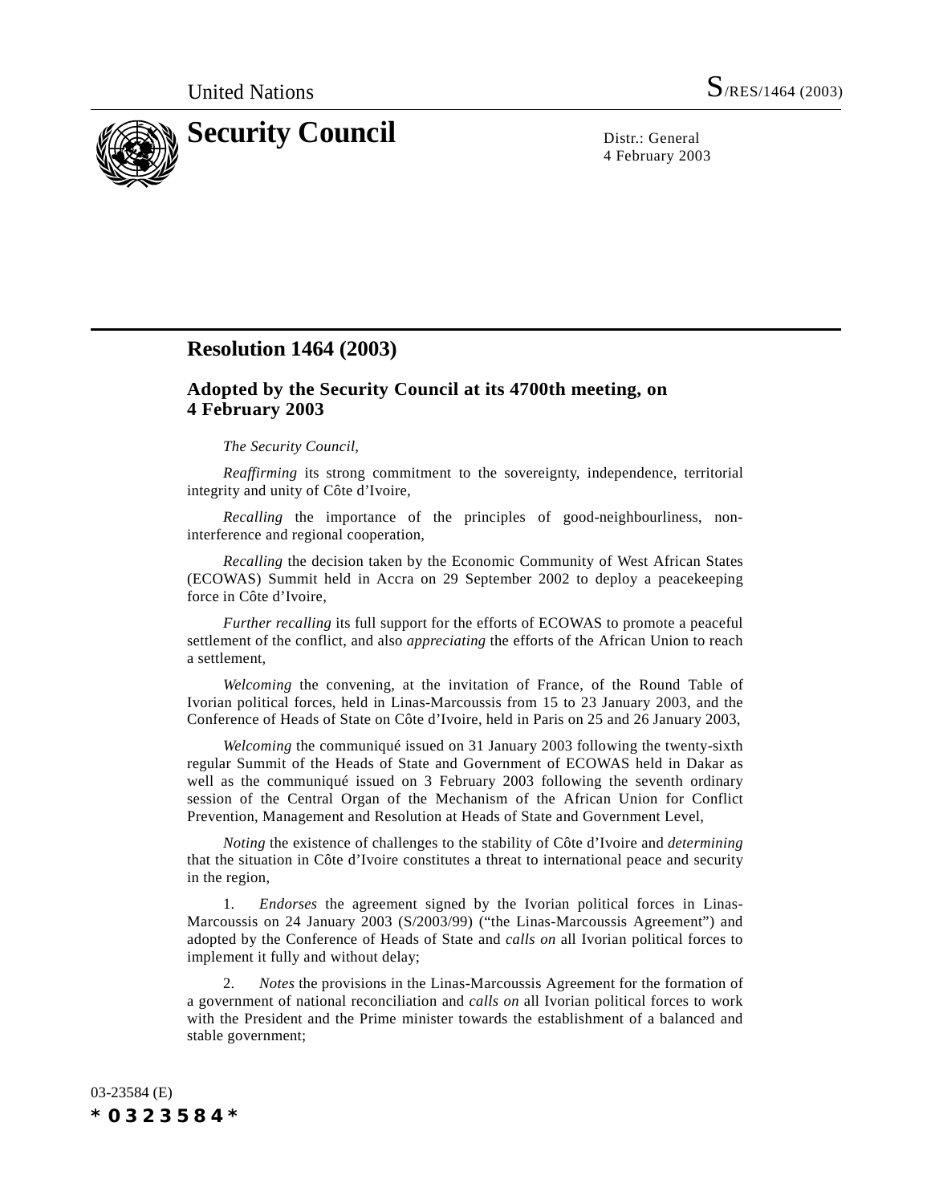United Nations S/RES/1464 (2003)

# Security Council

Distr.: General
4 February 2003

## Resolution 1464 (2003)

### Adopted by the Security Council at its 4700th meeting, on 4 February 2003

*The Security Council,*

*Reaffirming* its strong commitment to the sovereignty, independence, territorial integrity and unity of Côte d'Ivoire,

*Recalling* the importance of the principles of good-neighbourliness, non-interference and regional cooperation,

*Recalling* the decision taken by the Economic Community of West African States (ECOWAS) Summit held in Accra on 29 September 2002 to deploy a peacekeeping force in Côte d'Ivoire,

*Further recalling* its full support for the efforts of ECOWAS to promote a peaceful settlement of the conflict, and also *appreciating* the efforts of the African Union to reach a settlement,

*Welcoming* the convening, at the invitation of France, of the Round Table of Ivorian political forces, held in Linas-Marcoussis from 15 to 23 January 2003, and the Conference of Heads of State on Côte d'Ivoire, held in Paris on 25 and 26 January 2003,

*Welcoming* the communiqué issued on 31 January 2003 following the twenty-sixth regular Summit of the Heads of State and Government of ECOWAS held in Dakar as well as the communiqué issued on 3 February 2003 following the seventh ordinary session of the Central Organ of the Mechanism of the African Union for Conflict Prevention, Management and Resolution at Heads of State and Government Level,

*Noting* the existence of challenges to the stability of Côte d'Ivoire and *determining* that the situation in Côte d'Ivoire constitutes a threat to international peace and security in the region,

1. *Endorses* the agreement signed by the Ivorian political forces in Linas-Marcoussis on 24 January 2003 (S/2003/99) ("the Linas-Marcoussis Agreement") and adopted by the Conference of Heads of State and *calls on* all Ivorian political forces to implement it fully and without delay;

2. *Notes* the provisions in the Linas-Marcoussis Agreement for the formation of a government of national reconciliation and *calls on* all Ivorian political forces to work with the President and the Prime minister towards the establishment of a balanced and stable government;

03-23584 (E)
*0323584*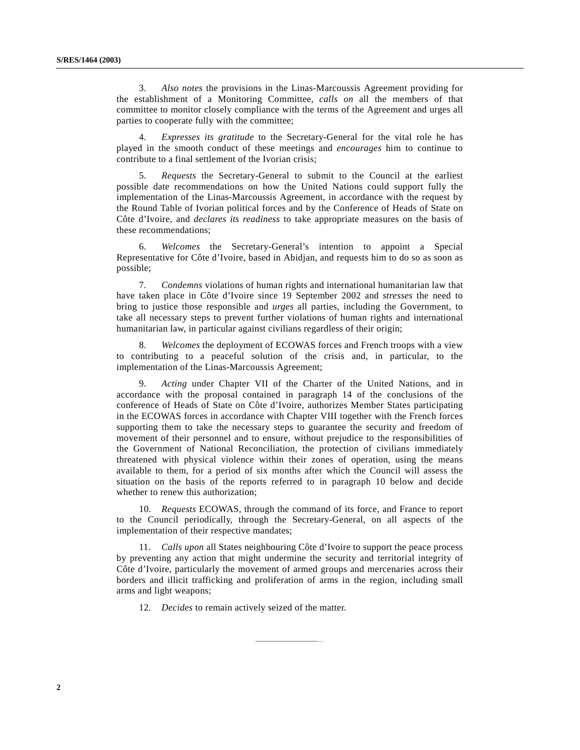3. *Also notes* the provisions in the Linas-Marcoussis Agreement providing for the establishment of a Monitoring Committee, *calls on* all the members of that committee to monitor closely compliance with the terms of the Agreement and urges all parties to cooperate fully with the committee;

4. *Expresses its gratitude* to the Secretary-General for the vital role he has played in the smooth conduct of these meetings and *encourages* him to continue to contribute to a final settlement of the Ivorian crisis;

5. *Requests* the Secretary-General to submit to the Council at the earliest possible date recommendations on how the United Nations could support fully the implementation of the Linas-Marcoussis Agreement, in accordance with the request by the Round Table of Ivorian political forces and by the Conference of Heads of State on Côte d'Ivoire, and *declares its readiness* to take appropriate measures on the basis of these recommendations;

6. *Welcomes* the Secretary-General's intention to appoint a Special Representative for Côte d'Ivoire, based in Abidjan, and requests him to do so as soon as possible;

7. *Condemns* violations of human rights and international humanitarian law that have taken place in Côte d'Ivoire since 19 September 2002 and *stresses* the need to bring to justice those responsible and *urges* all parties, including the Government, to take all necessary steps to prevent further violations of human rights and international humanitarian law, in particular against civilians regardless of their origin;

8. *Welcomes* the deployment of ECOWAS forces and French troops with a view to contributing to a peaceful solution of the crisis and, in particular, to the implementation of the Linas-Marcoussis Agreement;

9. *Acting* under Chapter VII of the Charter of the United Nations, and in accordance with the proposal contained in paragraph 14 of the conclusions of the conference of Heads of State on Côte d'Ivoire, authorizes Member States participating in the ECOWAS forces in accordance with Chapter VIII together with the French forces supporting them to take the necessary steps to guarantee the security and freedom of movement of their personnel and to ensure, without prejudice to the responsibilities of the Government of National Reconciliation, the protection of civilians immediately threatened with physical violence within their zones of operation, using the means available to them, for a period of six months after which the Council will assess the situation on the basis of the reports referred to in paragraph 10 below and decide whether to renew this authorization;

10. *Requests* ECOWAS, through the command of its force, and France to report to the Council periodically, through the Secretary-General, on all aspects of the implementation of their respective mandates;

11. *Calls upon* all States neighbouring Côte d'Ivoire to support the peace process by preventing any action that might undermine the security and territorial integrity of Côte d'Ivoire, particularly the movement of armed groups and mercenaries across their borders and illicit trafficking and proliferation of arms in the region, including small arms and light weapons;

12. *Decides* to remain actively seized of the matter.